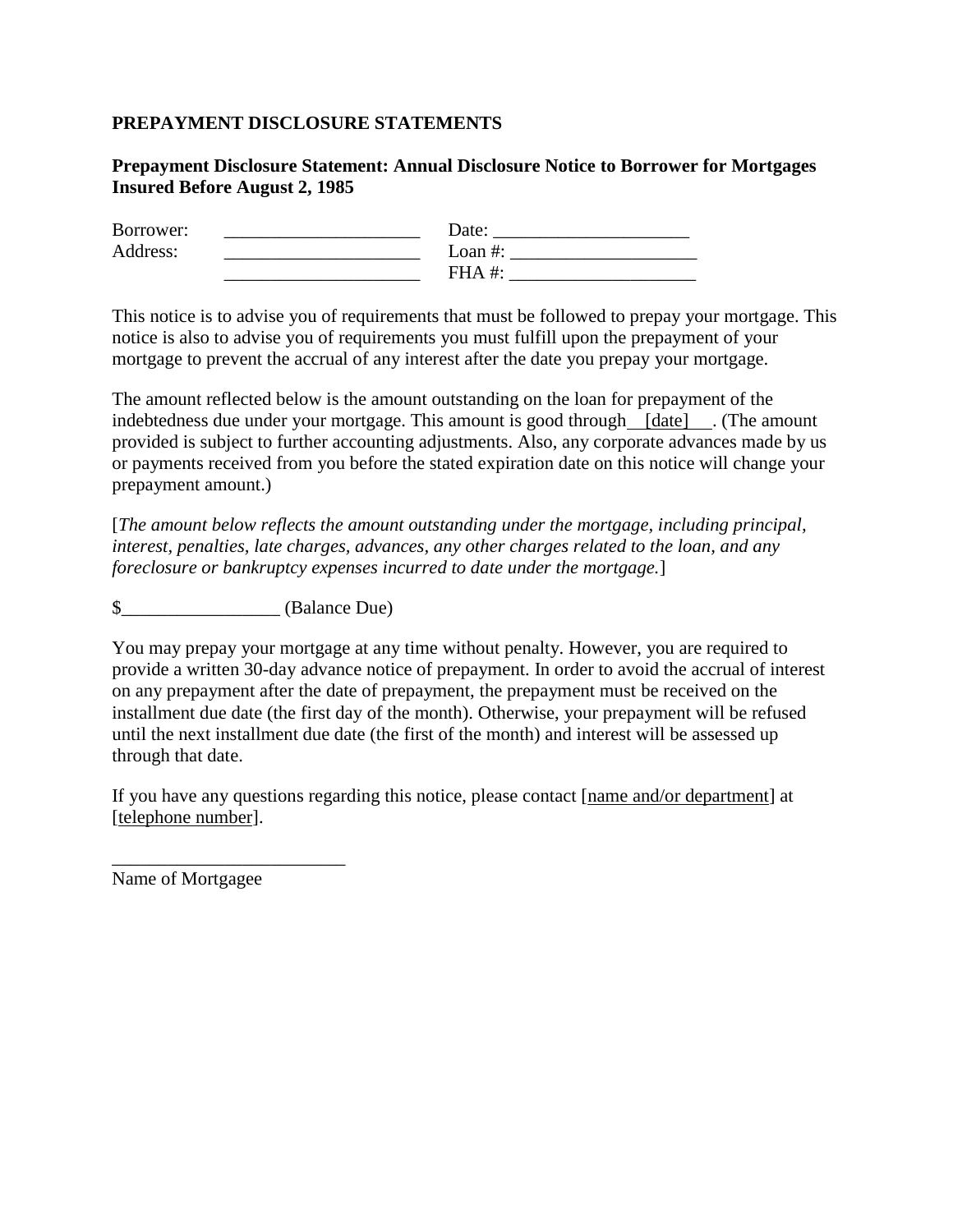**PREPAYMENT DISCLOSURE STATEMENTS**

**Prepayment Disclosure Statement: Annual Disclosure Notice to Borrower for Mortgages Insured Before August 2, 1985**

| | | |
|---|---|---|
| Borrower: | _____________________ | Date: _____________________ |
| Address: | _____________________ | Loan #: ____________________ |
| | _____________________ | FHA #: ____________________ |

This notice is to advise you of requirements that must be followed to prepay your mortgage. This notice is also to advise you of requirements you must fulfill upon the prepayment of your mortgage to prevent the accrual of any interest after the date you prepay your mortgage.

The amount reflected below is the amount outstanding on the loan for prepayment of the indebtedness due under your mortgage. This amount is good through [date]. (The amount provided is subject to further accounting adjustments. Also, any corporate advances made by us or payments received from you before the stated expiration date on this notice will change your prepayment amount.)

[*The amount below reflects the amount outstanding under the mortgage, including principal, interest, penalties, late charges, advances, any other charges related to the loan, and any foreclosure or bankruptcy expenses incurred to date under the mortgage.*]

$_________________ (Balance Due)

You may prepay your mortgage at any time without penalty. However, you are required to provide a written 30-day advance notice of prepayment. In order to avoid the accrual of interest on any prepayment after the date of prepayment, the prepayment must be received on the installment due date (the first day of the month). Otherwise, your prepayment will be refused until the next installment due date (the first of the month) and interest will be assessed up through that date.

If you have any questions regarding this notice, please contact [name and/or department] at [telephone number].

_________________________
Name of Mortgagee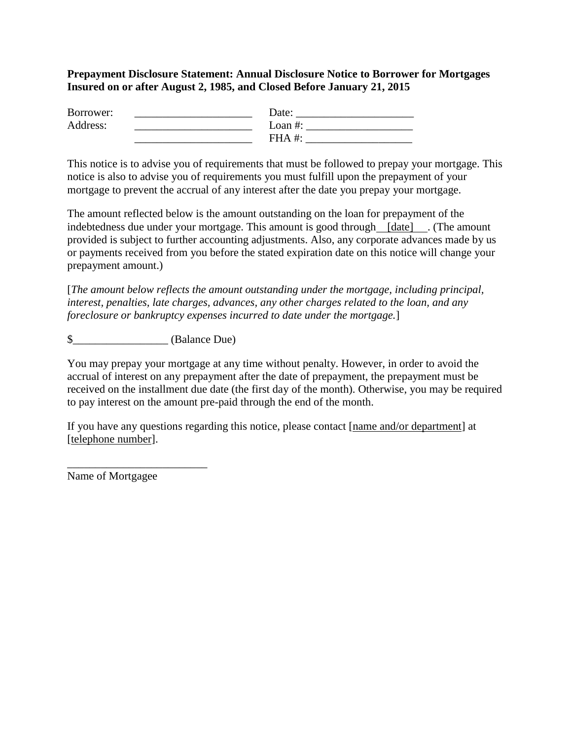**Prepayment Disclosure Statement: Annual Disclosure Notice to Borrower for Mortgages Insured on or after August 2, 1985, and Closed Before January 21, 2015**

| | | |
|---|---|---|
| Borrower: | ____________________ | Date: ____________________ |
| Address: | ____________________ | Loan #: ___________________ |
| | ____________________ | FHA #: ___________________ |

This notice is to advise you of requirements that must be followed to prepay your mortgage. This notice is also to advise you of requirements you must fulfill upon the prepayment of your mortgage to prevent the accrual of any interest after the date you prepay your mortgage.

The amount reflected below is the amount outstanding on the loan for prepayment of the indebtedness due under your mortgage. This amount is good through [date]. (The amount provided is subject to further accounting adjustments. Also, any corporate advances made by us or payments received from you before the stated expiration date on this notice will change your prepayment amount.)

[*The amount below reflects the amount outstanding under the mortgage, including principal, interest, penalties, late charges, advances, any other charges related to the loan, and any foreclosure or bankruptcy expenses incurred to date under the mortgage.*]

$________________ (Balance Due)

You may prepay your mortgage at any time without penalty. However, in order to avoid the accrual of interest on any prepayment after the date of prepayment, the prepayment must be received on the installment due date (the first day of the month). Otherwise, you may be required to pay interest on the amount pre-paid through the end of the month.

If you have any questions regarding this notice, please contact [name and/or department] at [telephone number].

________________________
Name of Mortgagee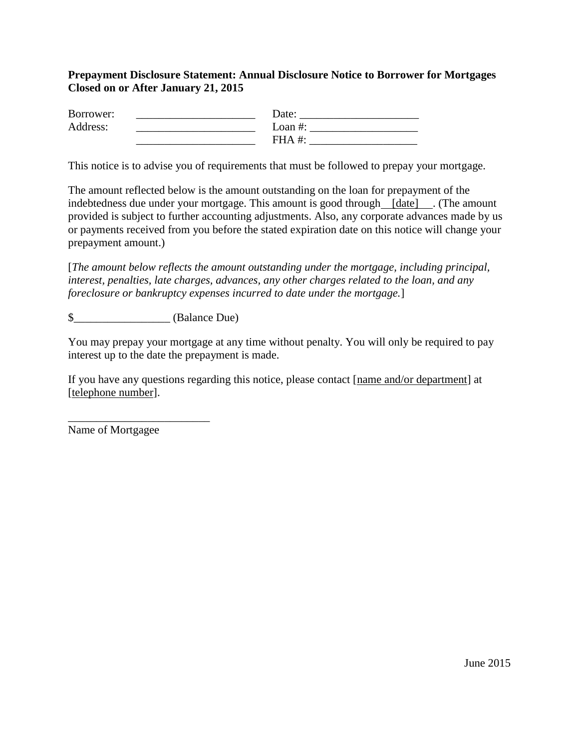**Prepayment Disclosure Statement: Annual Disclosure Notice to Borrower for Mortgages Closed on or After January 21, 2015**

| | | | |
|---|---|---|---|
| Borrower: | _____________________ | Date: | _____________________ |
| Address: | _____________________ | Loan #: | ___________________ |
| | _____________________ | FHA #: | ___________________ |

This notice is to advise you of requirements that must be followed to prepay your mortgage.

The amount reflected below is the amount outstanding on the loan for prepayment of the indebtedness due under your mortgage. This amount is good through [date] . (The amount provided is subject to further accounting adjustments. Also, any corporate advances made by us or payments received from you before the stated expiration date on this notice will change your prepayment amount.)

[*The amount below reflects the amount outstanding under the mortgage, including principal, interest, penalties, late charges, advances, any other charges related to the loan, and any foreclosure or bankruptcy expenses incurred to date under the mortgage.*]

$_________________ (Balance Due)

You may prepay your mortgage at any time without penalty. You will only be required to pay interest up to the date the prepayment is made.

If you have any questions regarding this notice, please contact [name and/or department] at [telephone number].

_________________________
Name of Mortgagee

June 2015